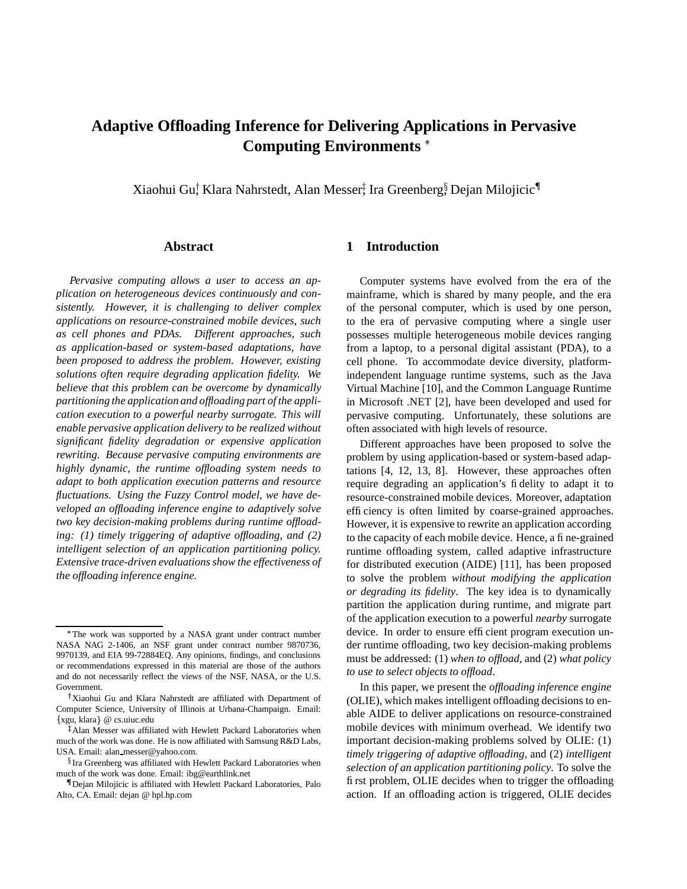# Adaptive Offloading Inference for Delivering Applications in Pervasive Computing Environments *

Xiaohui Gu[†], Klara Nahrstedt, Alan Messer[‡], Ira Greenberg[§], Dejan Milojicic[¶]

## Abstract

*Pervasive computing allows a user to access an application on heterogeneous devices continuously and consistently. However, it is challenging to deliver complex applications on resource-constrained mobile devices, such as cell phones and PDAs. Different approaches, such as application-based or system-based adaptations, have been proposed to address the problem. However, existing solutions often require degrading application fidelity. We believe that this problem can be overcome by dynamically partitioning the application and offloading part of the application execution to a powerful nearby surrogate. This will enable pervasive application delivery to be realized without significant fidelity degradation or expensive application rewriting. Because pervasive computing environments are highly dynamic, the runtime offloading system needs to adapt to both application execution patterns and resource fluctuations. Using the Fuzzy Control model, we have developed an offloading inference engine to adaptively solve two key decision-making problems during runtime offloading: (1) timely triggering of adaptive offloading, and (2) intelligent selection of an application partitioning policy. Extensive trace-driven evaluations show the effectiveness of the offloading inference engine.*

## 1 Introduction

Computer systems have evolved from the era of the mainframe, which is shared by many people, and the era of the personal computer, which is used by one person, to the era of pervasive computing where a single user possesses multiple heterogeneous mobile devices ranging from a laptop, to a personal digital assistant (PDA), to a cell phone. To accommodate device diversity, platform-independent language runtime systems, such as the Java Virtual Machine [10], and the Common Language Runtime in Microsoft .NET [2], have been developed and used for pervasive computing. Unfortunately, these solutions are often associated with high levels of resource.

Different approaches have been proposed to solve the problem by using application-based or system-based adaptations [4, 12, 13, 8]. However, these approaches often require degrading an application's fidelity to adapt it to resource-constrained mobile devices. Moreover, adaptation efficiency is often limited by coarse-grained approaches. However, it is expensive to rewrite an application according to the capacity of each mobile device. Hence, a fine-grained runtime offloading system, called adaptive infrastructure for distributed execution (AIDE) [11], has been proposed to solve the problem *without modifying the application or degrading its fidelity*. The key idea is to dynamically partition the application during runtime, and migrate part of the application execution to a powerful *nearby* surrogate device. In order to ensure efficient program execution under runtime offloading, two key decision-making problems must be addressed: (1) *when to offload*, and (2) *what policy to use to select objects to offload*.

In this paper, we present the *offloading inference engine* (OLIE), which makes intelligent offloading decisions to enable AIDE to deliver applications on resource-constrained mobile devices with minimum overhead. We identify two important decision-making problems solved by OLIE: (1) *timely triggering of adaptive offloading*, and (2) *intelligent selection of an application partitioning policy*. To solve the first problem, OLIE decides when to trigger the offloading action. If an offloading action is triggered, OLIE decides

---

*The work was supported by a NASA grant under contract number NASA NAG 2-1406, an NSF grant under contract number 9870736, 9970139, and EIA 99-72884EQ. Any opinions, findings, and conclusions or recommendations expressed in this material are those of the authors and do not necessarily reflect the views of the NSF, NASA, or the U.S. Government.

[†] Xiaohui Gu and Klara Nahrstedt are affiliated with Department of Computer Science, University of Illinois at Urbana-Champaign. Email: {xgu, klara} @ cs.uiuc.edu

[‡] Alan Messer was affiliated with Hewlett Packard Laboratories when much of the work was done. He is now affiliated with Samsung R&D Labs, USA. Email: alan_messer@yahoo.com.

[§] Ira Greenberg was affiliated with Hewlett Packard Laboratories when much of the work was done. Email: ibg@earthlink.net

[¶] Dejan Milojicic is affiliated with Hewlett Packard Laboratories, Palo Alto, CA. Email: dejan @ hpl.hp.com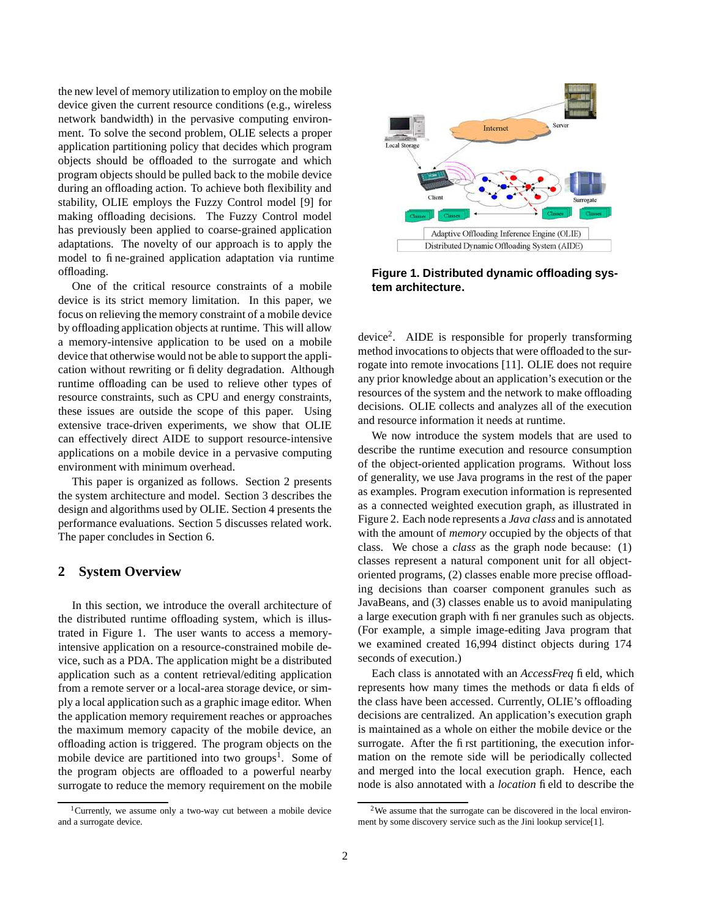the new level of memory utilization to employ on the mobile device given the current resource conditions (e.g., wireless network bandwidth) in the pervasive computing environment. To solve the second problem, OLIE selects a proper application partitioning policy that decides which program objects should be offloaded to the surrogate and which program objects should be pulled back to the mobile device during an offloading action. To achieve both flexibility and stability, OLIE employs the Fuzzy Control model [9] for making offloading decisions. The Fuzzy Control model has previously been applied to coarse-grained application adaptations. The novelty of our approach is to apply the model to fine-grained application adaptation via runtime offloading.

One of the critical resource constraints of a mobile device is its strict memory limitation. In this paper, we focus on relieving the memory constraint of a mobile device by offloading application objects at runtime. This will allow a memory-intensive application to be used on a mobile device that otherwise would not be able to support the application without rewriting or fidelity degradation. Although runtime offloading can be used to relieve other types of resource constraints, such as CPU and energy constraints, these issues are outside the scope of this paper. Using extensive trace-driven experiments, we show that OLIE can effectively direct AIDE to support resource-intensive applications on a mobile device in a pervasive computing environment with minimum overhead.

This paper is organized as follows. Section 2 presents the system architecture and model. Section 3 describes the design and algorithms used by OLIE. Section 4 presents the performance evaluations. Section 5 discusses related work. The paper concludes in Section 6.

## 2 System Overview

In this section, we introduce the overall architecture of the distributed runtime offloading system, which is illustrated in Figure 1. The user wants to access a memory-intensive application on a resource-constrained mobile device, such as a PDA. The application might be a distributed application such as a content retrieval/editing application from a remote server or a local-area storage device, or simply a local application such as a graphic image editor. When the application memory requirement reaches or approaches the maximum memory capacity of the mobile device, an offloading action is triggered. The program objects on the mobile device are partitioned into two groups[1]. Some of the program objects are offloaded to a powerful nearby surrogate to reduce the memory requirement on the mobile device[2]. AIDE is responsible for properly transforming method invocations to objects that were offloaded to the surrogate into remote invocations [11]. OLIE does not require any prior knowledge about an application's execution or the resources of the system and the network to make offloading decisions. OLIE collects and analyzes all of the execution and resource information it needs at runtime.

**Figure 1. Distributed dynamic offloading system architecture.**

We now introduce the system models that are used to describe the runtime execution and resource consumption of the object-oriented application programs. Without loss of generality, we use Java programs in the rest of the paper as examples. Program execution information is represented as a connected weighted execution graph, as illustrated in Figure 2. Each node represents a *Java class* and is annotated with the amount of *memory* occupied by the objects of that class. We chose a *class* as the graph node because: (1) classes represent a natural component unit for all object-oriented programs, (2) classes enable more precise offloading decisions than coarser component granules such as JavaBeans, and (3) classes enable us to avoid manipulating a large execution graph with finer granules such as objects. (For example, a simple image-editing Java program that we examined created 16,994 distinct objects during 174 seconds of execution.)

Each class is annotated with an *AccessFreq* field, which represents how many times the methods or data fields of the class have been accessed. Currently, OLIE's offloading decisions are centralized. An application's execution graph is maintained as a whole on either the mobile device or the surrogate. After the first partitioning, the execution information on the remote side will be periodically collected and merged into the local execution graph. Hence, each node is also annotated with a *location* field to describe the

[1] Currently, we assume only a two-way cut between a mobile device and a surrogate device.

[2] We assume that the surrogate can be discovered in the local environment by some discovery service such as the Jini lookup service[1].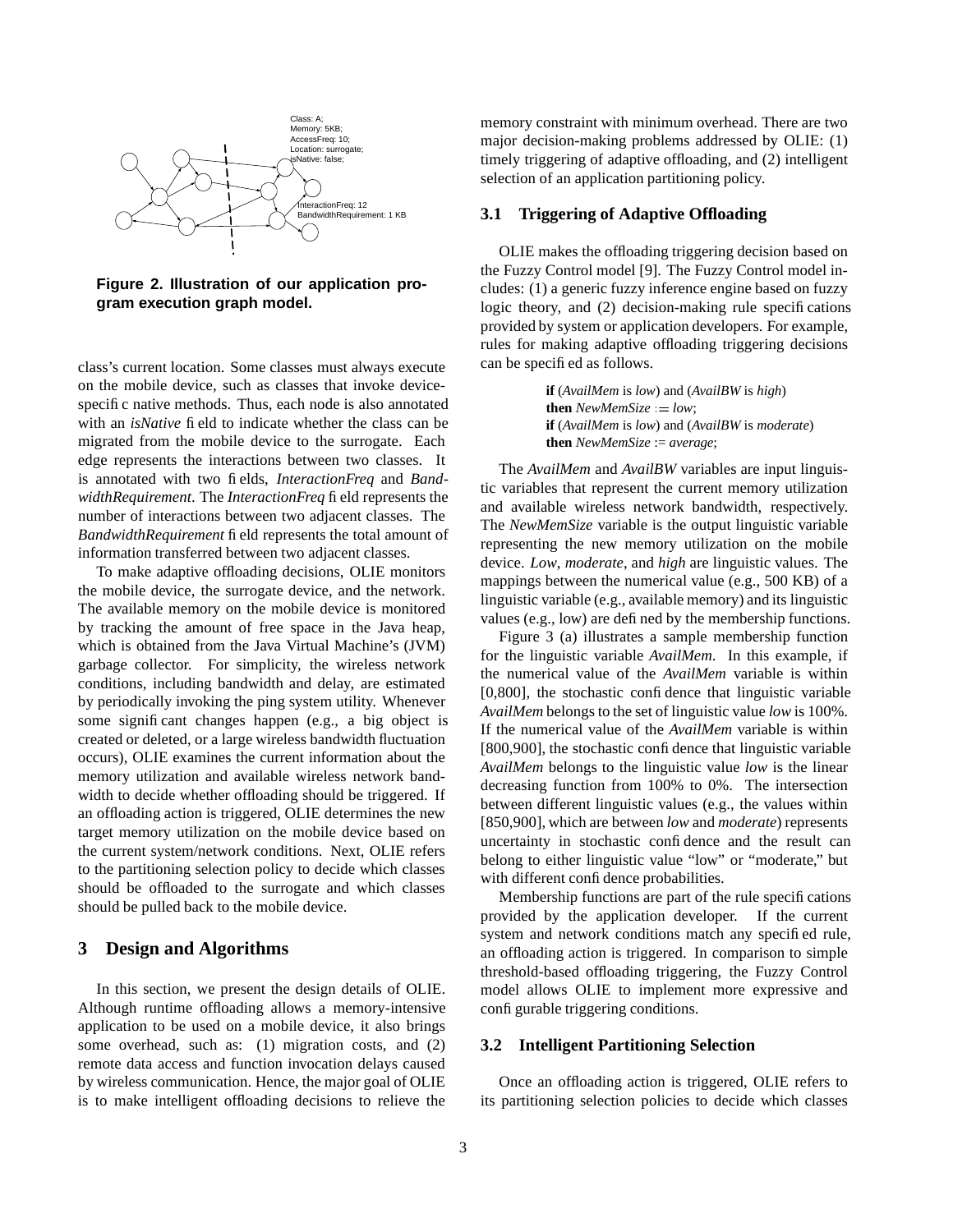Figure 2. Illustration of our application program execution graph model.

class's current location. Some classes must always execute on the mobile device, such as classes that invoke device-specific native methods. Thus, each node is also annotated with an *isNative* field to indicate whether the class can be migrated from the mobile device to the surrogate. Each edge represents the interactions between two classes. It is annotated with two fields, *InteractionFreq* and *BandwidthRequirement*. The *InteractionFreq* field represents the number of interactions between two adjacent classes. The *BandwidthRequirement* field represents the total amount of information transferred between two adjacent classes.

To make adaptive offloading decisions, OLIE monitors the mobile device, the surrogate device, and the network. The available memory on the mobile device is monitored by tracking the amount of free space in the Java heap, which is obtained from the Java Virtual Machine's (JVM) garbage collector. For simplicity, the wireless network conditions, including bandwidth and delay, are estimated by periodically invoking the ping system utility. Whenever some significant changes happen (e.g., a big object is created or deleted, or a large wireless bandwidth fluctuation occurs), OLIE examines the current information about the memory utilization and available wireless network bandwidth to decide whether offloading should be triggered. If an offloading action is triggered, OLIE determines the new target memory utilization on the mobile device based on the current system/network conditions. Next, OLIE refers to the partitioning selection policy to decide which classes should be offloaded to the surrogate and which classes should be pulled back to the mobile device.

## 3 Design and Algorithms

In this section, we present the design details of OLIE. Although runtime offloading allows a memory-intensive application to be used on a mobile device, it also brings some overhead, such as: (1) migration costs, and (2) remote data access and function invocation delays caused by wireless communication. Hence, the major goal of OLIE is to make intelligent offloading decisions to relieve the memory constraint with minimum overhead. There are two major decision-making problems addressed by OLIE: (1) timely triggering of adaptive offloading, and (2) intelligent selection of an application partitioning policy.

### 3.1 Triggering of Adaptive Offloading

OLIE makes the offloading triggering decision based on the Fuzzy Control model [9]. The Fuzzy Control model includes: (1) a generic fuzzy inference engine based on fuzzy logic theory, and (2) decision-making rule specifications provided by system or application developers. For example, rules for making adaptive offloading triggering decisions can be specified as follows.

> **if** (*AvailMem* is *low*) and (*AvailBW* is *high*)
> **then** *NewMemSize* := *low*;
> **if** (*AvailMem* is *low*) and (*AvailBW* is *moderate*)
> **then** *NewMemSize* := *average*;

The *AvailMem* and *AvailBW* variables are input linguistic variables that represent the current memory utilization and available wireless network bandwidth, respectively. The *NewMemSize* variable is the output linguistic variable representing the new memory utilization on the mobile device. *Low*, *moderate*, and *high* are linguistic values. The mappings between the numerical value (e.g., 500 KB) of a linguistic variable (e.g., available memory) and its linguistic values (e.g., low) are defined by the membership functions.

Figure 3 (a) illustrates a sample membership function for the linguistic variable *AvailMem*. In this example, if the numerical value of the *AvailMem* variable is within [0,800], the stochastic confidence that linguistic variable *AvailMem* belongs to the set of linguistic value *low* is 100%. If the numerical value of the *AvailMem* variable is within [800,900], the stochastic confidence that linguistic variable *AvailMem* belongs to the linguistic value *low* is the linear decreasing function from 100% to 0%. The intersection between different linguistic values (e.g., the values within [850,900], which are between *low* and *moderate*) represents uncertainty in stochastic confidence and the result can belong to either linguistic value "low" or "moderate," but with different confidence probabilities.

Membership functions are part of the rule specifications provided by the application developer. If the current system and network conditions match any specified rule, an offloading action is triggered. In comparison to simple threshold-based offloading triggering, the Fuzzy Control model allows OLIE to implement more expressive and configurable triggering conditions.

### 3.2 Intelligent Partitioning Selection

Once an offloading action is triggered, OLIE refers to its partitioning selection policies to decide which classes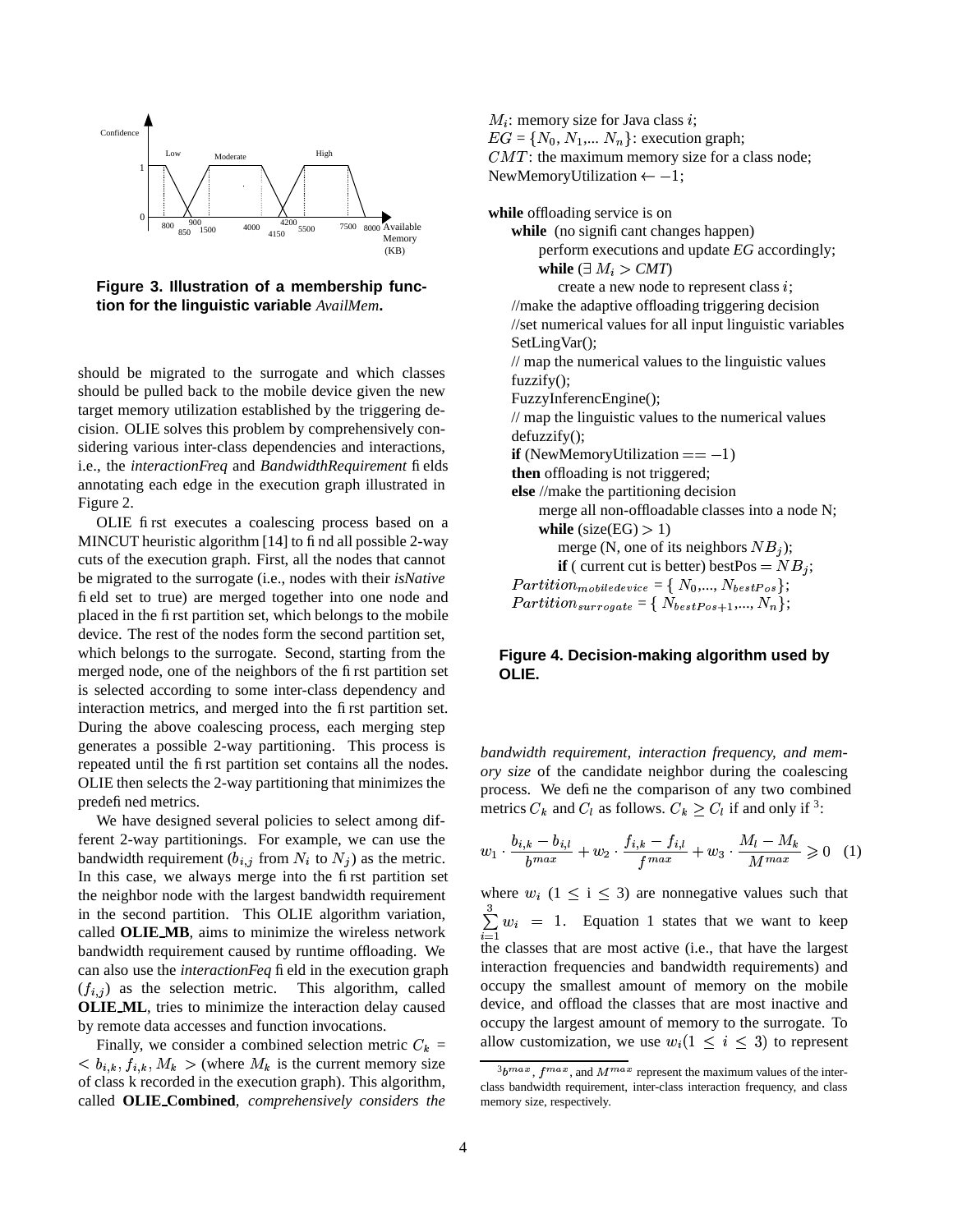Figure 3. Illustration of a membership function for the linguistic variable *AvailMem*.

should be migrated to the surrogate and which classes should be pulled back to the mobile device given the new target memory utilization established by the triggering decision. OLIE solves this problem by comprehensively considering various inter-class dependencies and interactions, i.e., the *interactionFreq* and *BandwidthRequirement* fields annotating each edge in the execution graph illustrated in Figure 2.

OLIE first executes a coalescing process based on a MINCUT heuristic algorithm [14] to find all possible 2-way cuts of the execution graph. First, all the nodes that cannot be migrated to the surrogate (i.e., nodes with their *isNative* field set to true) are merged together into one node and placed in the first partition set, which belongs to the mobile device. The rest of the nodes form the second partition set, which belongs to the surrogate. Second, starting from the merged node, one of the neighbors of the first partition set is selected according to some inter-class dependency and interaction metrics, and merged into the first partition set. During the above coalescing process, each merging step generates a possible 2-way partitioning. This process is repeated until the first partition set contains all the nodes. OLIE then selects the 2-way partitioning that minimizes the predefined metrics.

We have designed several policies to select among different 2-way partitionings. For example, we can use the bandwidth requirement ($b_{i,j}$ from $N_i$ to $N_j$) as the metric. In this case, we always merge into the first partition set the neighbor node with the largest bandwidth requirement in the second partition. This OLIE algorithm variation, called **OLIE_MB**, aims to minimize the wireless network bandwidth requirement caused by runtime offloading. We can also use the *interactionFeq* field in the execution graph ($f_{i,j}$) as the selection metric. This algorithm, called **OLIE_ML**, tries to minimize the interaction delay caused by remote data accesses and function invocations.

Finally, we consider a combined selection metric $C_k = < b_{i,k}, f_{i,k}, M_k >$ (where $M_k$ is the current memory size of class k recorded in the execution graph). This algorithm, called **OLIE_Combined**, *comprehensively considers the bandwidth requirement, interaction frequency, and memory size* of the candidate neighbor during the coalescing process. We define the comparison of any two combined metrics $C_k$ and $C_l$ as follows. $C_k \geq C_l$ if and only if [3]:

$$w_1 \cdot \frac{b_{i,k} - b_{i,l}}{b^{max}} + w_2 \cdot \frac{f_{i,k} - f_{i,l}}{f^{max}} + w_3 \cdot \frac{M_l - M_k}{M^{max}} \geqslant 0 \quad (1)$$

where $w_i$ ($1 \leq$ i $\leq 3$) are nonnegative values such that $\sum_{i=1}^{3} w_i = 1$. Equation 1 states that we want to keep the classes that are most active (i.e., that have the largest interaction frequencies and bandwidth requirements) and occupy the smallest amount of memory on the mobile device, and offload the classes that are most inactive and occupy the largest amount of memory to the surrogate. To allow customization, we use $w_i (1 \leq i \leq 3)$ to represent

```
M_i: memory size for Java class i;
EG = {N_0, N_1,... N_n}: execution graph;
CMT: the maximum memory size for a class node;
NewMemoryUtilization <- -1;

while offloading service is on
    while (no significant changes happen)
        perform executions and update EG accordingly;
        while (∃ M_i > CMT)
            create a new node to represent class i;
    //make the adaptive offloading triggering decision
    //set numerical values for all input linguistic variables
    SetLingVar();
    // map the numerical values to the linguistic values
    fuzzify();
    FuzzyInferencEngine();
    // map the linguistic values to the numerical values
    defuzzify();
    if (NewMemoryUtilization == -1)
    then offloading is not triggered;
    else //make the partitioning decision
        merge all non-offloadable classes into a node N;
        while (size(EG) > 1)
            merge (N, one of its neighbors NB_j);
            if ( current cut is better) bestPos = NB_j;
    Partition_mobiledevice = { N_0,..., N_bestPos };
    Partition_surrogate = { N_bestPos+1,..., N_n };
```

Figure 4. Decision-making algorithm used by OLIE.

[3] $b^{max}$, $f^{max}$, and $M^{max}$ represent the maximum values of the inter-class bandwidth requirement, inter-class interaction frequency, and class memory size, respectively.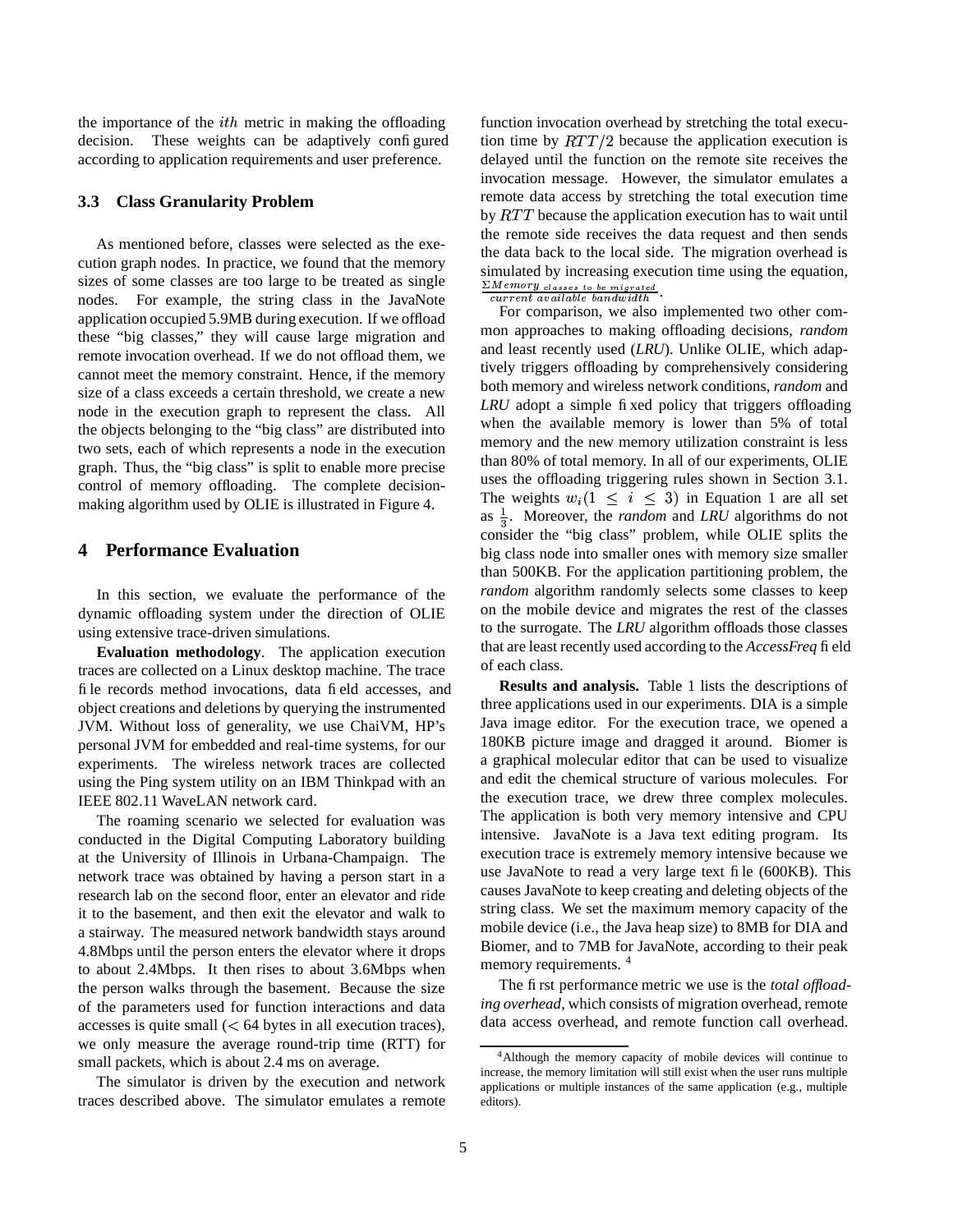the importance of the $ith$ metric in making the offloading decision. These weights can be adaptively configured according to application requirements and user preference.

### 3.3 Class Granularity Problem

As mentioned before, classes were selected as the execution graph nodes. In practice, we found that the memory sizes of some classes are too large to be treated as single nodes. For example, the string class in the JavaNote application occupied 5.9MB during execution. If we offload these "big classes," they will cause large migration and remote invocation overhead. If we do not offload them, we cannot meet the memory constraint. Hence, if the memory size of a class exceeds a certain threshold, we create a new node in the execution graph to represent the class. All the objects belonging to the "big class" are distributed into two sets, each of which represents a node in the execution graph. Thus, the "big class" is split to enable more precise control of memory offloading. The complete decision-making algorithm used by OLIE is illustrated in Figure 4.

## 4 Performance Evaluation

In this section, we evaluate the performance of the dynamic offloading system under the direction of OLIE using extensive trace-driven simulations.

**Evaluation methodology**. The application execution traces are collected on a Linux desktop machine. The trace file records method invocations, data field accesses, and object creations and deletions by querying the instrumented JVM. Without loss of generality, we use ChaiVM, HP's personal JVM for embedded and real-time systems, for our experiments. The wireless network traces are collected using the Ping system utility on an IBM Thinkpad with an IEEE 802.11 WaveLAN network card.

The roaming scenario we selected for evaluation was conducted in the Digital Computing Laboratory building at the University of Illinois in Urbana-Champaign. The network trace was obtained by having a person start in a research lab on the second floor, enter an elevator and ride it to the basement, and then exit the elevator and walk to a stairway. The measured network bandwidth stays around 4.8Mbps until the person enters the elevator where it drops to about 2.4Mbps. It then rises to about 3.6Mbps when the person walks through the basement. Because the size of the parameters used for function interactions and data accesses is quite small ($<$ 64 bytes in all execution traces), we only measure the average round-trip time (RTT) for small packets, which is about 2.4 ms on average.

The simulator is driven by the execution and network traces described above. The simulator emulates a remote function invocation overhead by stretching the total execution time by $RTT/2$ because the application execution is delayed until the function on the remote site receives the invocation message. However, the simulator emulates a remote data access by stretching the total execution time by $RTT$ because the application execution has to wait until the remote side receives the data request and then sends the data back to the local side. The migration overhead is simulated by increasing execution time using the equation, $\frac{\Sigma Memory_{\ classes\ to\ be\ migrated}}{current\ available\ bandwidth}$.

For comparison, we also implemented two other common approaches to making offloading decisions, *random* and least recently used (*LRU*). Unlike OLIE, which adaptively triggers offloading by comprehensively considering both memory and wireless network conditions, *random* and *LRU* adopt a simple fixed policy that triggers offloading when the available memory is lower than 5% of total memory and the new memory utilization constraint is less than 80% of total memory. In all of our experiments, OLIE uses the offloading triggering rules shown in Section 3.1. The weights $w_i (1 \leq i \leq 3)$ in Equation 1 are all set as $\frac{1}{3}$. Moreover, the *random* and *LRU* algorithms do not consider the "big class" problem, while OLIE splits the big class node into smaller ones with memory size smaller than 500KB. For the application partitioning problem, the *random* algorithm randomly selects some classes to keep on the mobile device and migrates the rest of the classes to the surrogate. The *LRU* algorithm offloads those classes that are least recently used according to the *AccessFreq* field of each class.

**Results and analysis.** Table 1 lists the descriptions of three applications used in our experiments. DIA is a simple Java image editor. For the execution trace, we opened a 180KB picture image and dragged it around. Biomer is a graphical molecular editor that can be used to visualize and edit the chemical structure of various molecules. For the execution trace, we drew three complex molecules. The application is both very memory intensive and CPU intensive. JavaNote is a Java text editing program. Its execution trace is extremely memory intensive because we use JavaNote to read a very large text file (600KB). This causes JavaNote to keep creating and deleting objects of the string class. We set the maximum memory capacity of the mobile device (i.e., the Java heap size) to 8MB for DIA and Biomer, and to 7MB for JavaNote, according to their peak memory requirements. [4]

The first performance metric we use is the *total offloading overhead*, which consists of migration overhead, remote data access overhead, and remote function call overhead.

[4] Although the memory capacity of mobile devices will continue to increase, the memory limitation will still exist when the user runs multiple applications or multiple instances of the same application (e.g., multiple editors).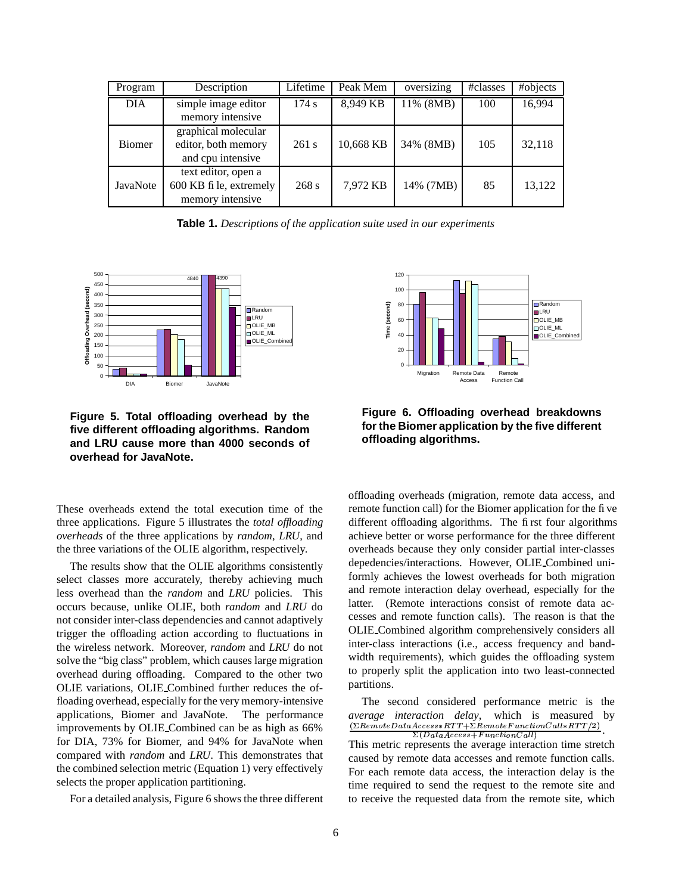| Program | Description | Lifetime | Peak Mem | oversizing | #classes | #objects |
|---|---|---|---|---|---|---|
| DIA | simple image editor memory intensive | 174 s | 8,949 KB | 11% (8MB) | 100 | 16,994 |
| Biomer | graphical molecular editor, both memory and cpu intensive | 261 s | 10,668 KB | 34% (8MB) | 105 | 32,118 |
| JavaNote | text editor, open a 600 KB file, extremely memory intensive | 268 s | 7,972 KB | 14% (7MB) | 85 | 13,122 |

**Table 1.** *Descriptions of the application suite used in our experiments*

**Figure 5. Total offloading overhead by the five different offloading algorithms. Random and LRU cause more than 4000 seconds of overhead for JavaNote.**

**Figure 6. Offloading overhead breakdowns for the Biomer application by the five different offloading algorithms.**

These overheads extend the total execution time of the three applications. Figure 5 illustrates the *total offloading overheads* of the three applications by *random*, *LRU*, and the three variations of the OLIE algorithm, respectively.

The results show that the OLIE algorithms consistently select classes more accurately, thereby achieving much less overhead than the *random* and *LRU* policies. This occurs because, unlike OLIE, both *random* and *LRU* do not consider inter-class dependencies and cannot adaptively trigger the offloading action according to fluctuations in the wireless network. Moreover, *random* and *LRU* do not solve the "big class" problem, which causes large migration overhead during offloading. Compared to the other two OLIE variations, OLIE_Combined further reduces the offloading overhead, especially for the very memory-intensive applications, Biomer and JavaNote. The performance improvements by OLIE_Combined can be as high as 66% for DIA, 73% for Biomer, and 94% for JavaNote when compared with *random* and *LRU*. This demonstrates that the combined selection metric (Equation 1) very effectively selects the proper application partitioning.

For a detailed analysis, Figure 6 shows the three different offloading overheads (migration, remote data access, and remote function call) for the Biomer application for the five different offloading algorithms. The first four algorithms achieve better or worse performance for the three different overheads because they only consider partial inter-classes depedencies/interactions. However, OLIE_Combined uniformly achieves the lowest overheads for both migration and remote interaction delay overhead, especially for the latter. (Remote interactions consist of remote data accesses and remote function calls). The reason is that the OLIE_Combined algorithm comprehensively considers all inter-class interactions (i.e., access frequency and bandwidth requirements), which guides the offloading system to properly split the application into two least-connected partitions.

The second considered performance metric is the *average interaction delay*, which is measured by $\frac{(\Sigma RemoteDataAccess*RTT+\Sigma RemoteFunctionCall*RTT/2)}{\Sigma(DataAccess+FunctionCall)}$. This metric represents the average interaction time stretch caused by remote data accesses and remote function calls. For each remote data access, the interaction delay is the time required to send the request to the remote site and to receive the requested data from the remote site, which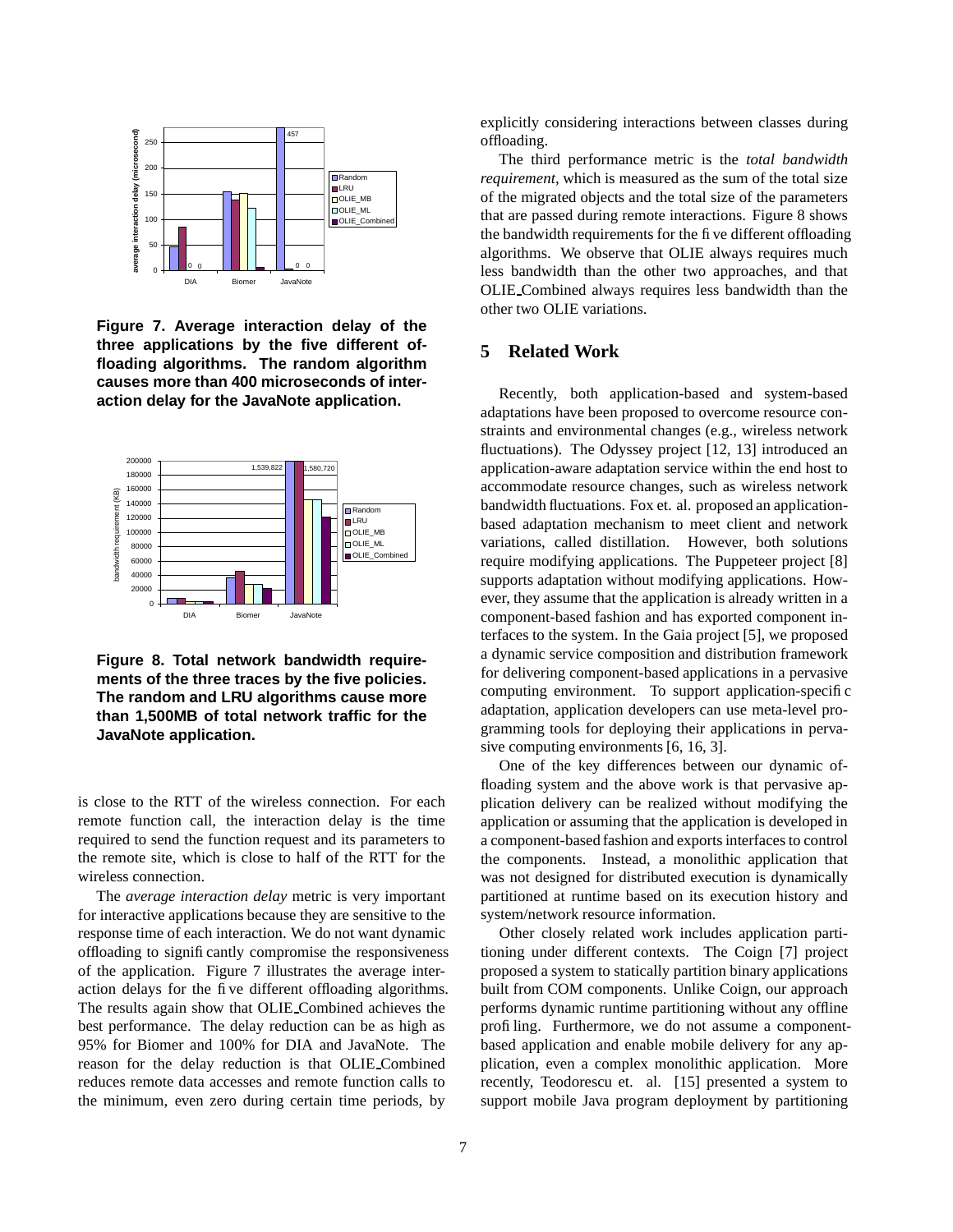Figure 7. Average interaction delay of the three applications by the five different offloading algorithms. The random algorithm causes more than 400 microseconds of interaction delay for the JavaNote application.

Figure 8. Total network bandwidth requirements of the three traces by the five policies. The random and LRU algorithms cause more than 1,500MB of total network traffic for the JavaNote application.

is close to the RTT of the wireless connection. For each remote function call, the interaction delay is the time required to send the function request and its parameters to the remote site, which is close to half of the RTT for the wireless connection.

The *average interaction delay* metric is very important for interactive applications because they are sensitive to the response time of each interaction. We do not want dynamic offloading to significantly compromise the responsiveness of the application. Figure 7 illustrates the average interaction delays for the five different offloading algorithms. The results again show that OLIE_Combined achieves the best performance. The delay reduction can be as high as 95% for Biomer and 100% for DIA and JavaNote. The reason for the delay reduction is that OLIE_Combined reduces remote data accesses and remote function calls to the minimum, even zero during certain time periods, by explicitly considering interactions between classes during offloading.

The third performance metric is the *total bandwidth requirement*, which is measured as the sum of the total size of the migrated objects and the total size of the parameters that are passed during remote interactions. Figure 8 shows the bandwidth requirements for the five different offloading algorithms. We observe that OLIE always requires much less bandwidth than the other two approaches, and that OLIE_Combined always requires less bandwidth than the other two OLIE variations.

## 5 Related Work

Recently, both application-based and system-based adaptations have been proposed to overcome resource constraints and environmental changes (e.g., wireless network fluctuations). The Odyssey project [12, 13] introduced an application-aware adaptation service within the end host to accommodate resource changes, such as wireless network bandwidth fluctuations. Fox et. al. proposed an application-based adaptation mechanism to meet client and network variations, called distillation. However, both solutions require modifying applications. The Puppeteer project [8] supports adaptation without modifying applications. However, they assume that the application is already written in a component-based fashion and has exported component interfaces to the system. In the Gaia project [5], we proposed a dynamic service composition and distribution framework for delivering component-based applications in a pervasive computing environment. To support application-specific adaptation, application developers can use meta-level programming tools for deploying their applications in pervasive computing environments [6, 16, 3].

One of the key differences between our dynamic offloading system and the above work is that pervasive application delivery can be realized without modifying the application or assuming that the application is developed in a component-based fashion and exports interfaces to control the components. Instead, a monolithic application that was not designed for distributed execution is dynamically partitioned at runtime based on its execution history and system/network resource information.

Other closely related work includes application partitioning under different contexts. The Coign [7] project proposed a system to statically partition binary applications built from COM components. Unlike Coign, our approach performs dynamic runtime partitioning without any offline profiling. Furthermore, we do not assume a component-based application and enable mobile delivery for any application, even a complex monolithic application. More recently, Teodorescu et. al. [15] presented a system to support mobile Java program deployment by partitioning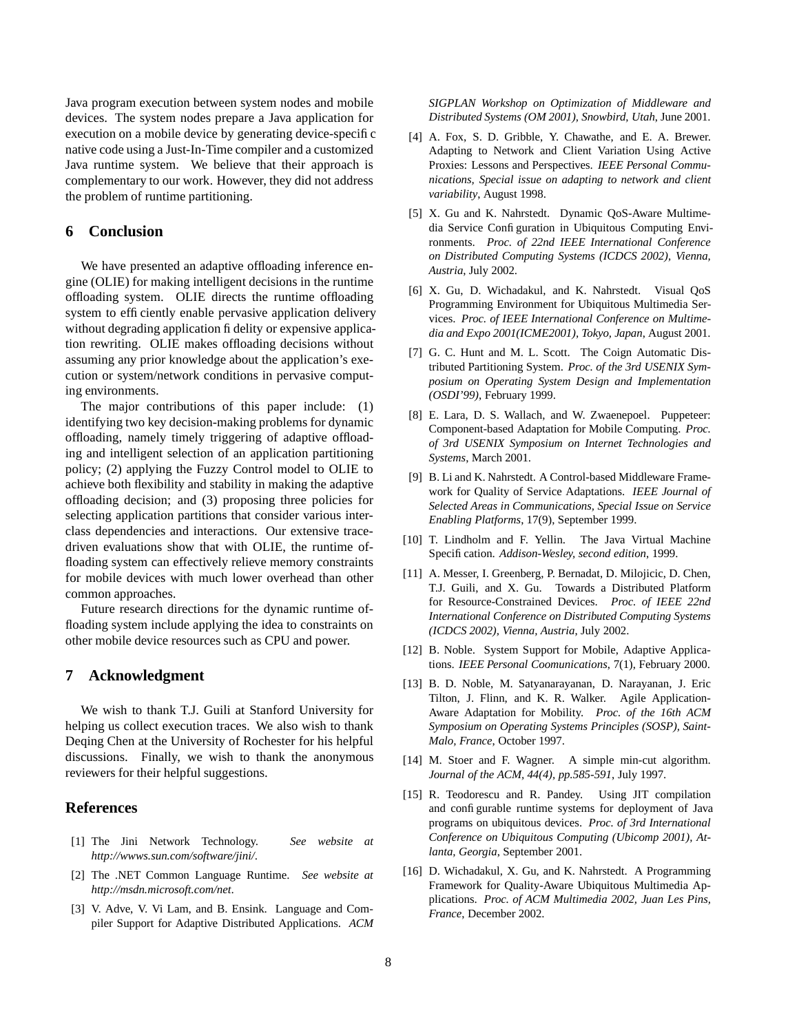Java program execution between system nodes and mobile devices. The system nodes prepare a Java application for execution on a mobile device by generating device-specific native code using a Just-In-Time compiler and a customized Java runtime system. We believe that their approach is complementary to our work. However, they did not address the problem of runtime partitioning.

## 6 Conclusion

We have presented an adaptive offloading inference engine (OLIE) for making intelligent decisions in the runtime offloading system. OLIE directs the runtime offloading system to efficiently enable pervasive application delivery without degrading application fidelity or expensive application rewriting. OLIE makes offloading decisions without assuming any prior knowledge about the application's execution or system/network conditions in pervasive computing environments.

The major contributions of this paper include: (1) identifying two key decision-making problems for dynamic offloading, namely timely triggering of adaptive offloading and intelligent selection of an application partitioning policy; (2) applying the Fuzzy Control model to OLIE to achieve both flexibility and stability in making the adaptive offloading decision; and (3) proposing three policies for selecting application partitions that consider various interclass dependencies and interactions. Our extensive trace-driven evaluations show that with OLIE, the runtime offloading system can effectively relieve memory constraints for mobile devices with much lower overhead than other common approaches.

Future research directions for the dynamic runtime offloading system include applying the idea to constraints on other mobile device resources such as CPU and power.

## 7 Acknowledgment

We wish to thank T.J. Guili at Stanford University for helping us collect execution traces. We also wish to thank Deqing Chen at the University of Rochester for his helpful discussions. Finally, we wish to thank the anonymous reviewers for their helpful suggestions.

## References

[1] The Jini Network Technology. *See website at http://wwws.sun.com/software/jini/*.

[2] The .NET Common Language Runtime. *See website at http://msdn.microsoft.com/net*.

[3] V. Adve, V. Vi Lam, and B. Ensink. Language and Compiler Support for Adaptive Distributed Applications. *ACM SIGPLAN Workshop on Optimization of Middleware and Distributed Systems (OM 2001), Snowbird, Utah*, June 2001.

[4] A. Fox, S. D. Gribble, Y. Chawathe, and E. A. Brewer. Adapting to Network and Client Variation Using Active Proxies: Lessons and Perspectives. *IEEE Personal Communications, Special issue on adapting to network and client variability*, August 1998.

[5] X. Gu and K. Nahrstedt. Dynamic QoS-Aware Multimedia Service Configuration in Ubiquitous Computing Environments. *Proc. of 22nd IEEE International Conference on Distributed Computing Systems (ICDCS 2002), Vienna, Austria*, July 2002.

[6] X. Gu, D. Wichadakul, and K. Nahrstedt. Visual QoS Programming Environment for Ubiquitous Multimedia Services. *Proc. of IEEE International Conference on Multimedia and Expo 2001(ICME2001), Tokyo, Japan*, August 2001.

[7] G. C. Hunt and M. L. Scott. The Coign Automatic Distributed Partitioning System. *Proc. of the 3rd USENIX Symposium on Operating System Design and Implementation (OSDI'99)*, February 1999.

[8] E. Lara, D. S. Wallach, and W. Zwaenepoel. Puppeteer: Component-based Adaptation for Mobile Computing. *Proc. of 3rd USENIX Symposium on Internet Technologies and Systems*, March 2001.

[9] B. Li and K. Nahrstedt. A Control-based Middleware Framework for Quality of Service Adaptations. *IEEE Journal of Selected Areas in Communications, Special Issue on Service Enabling Platforms*, 17(9), September 1999.

[10] T. Lindholm and F. Yellin. The Java Virtual Machine Specification. *Addison-Wesley, second edition*, 1999.

[11] A. Messer, I. Greenberg, P. Bernadat, D. Milojicic, D. Chen, T.J. Guili, and X. Gu. Towards a Distributed Platform for Resource-Constrained Devices. *Proc. of IEEE 22nd International Conference on Distributed Computing Systems (ICDCS 2002), Vienna, Austria*, July 2002.

[12] B. Noble. System Support for Mobile, Adaptive Applications. *IEEE Personal Coomunications*, 7(1), February 2000.

[13] B. D. Noble, M. Satyanarayanan, D. Narayanan, J. Eric Tilton, J. Flinn, and K. R. Walker. Agile Application-Aware Adaptation for Mobility. *Proc. of the 16th ACM Symposium on Operating Systems Principles (SOSP), Saint-Malo, France*, October 1997.

[14] M. Stoer and F. Wagner. A simple min-cut algorithm. *Journal of the ACM, 44(4), pp.585-591*, July 1997.

[15] R. Teodorescu and R. Pandey. Using JIT compilation and configurable runtime systems for deployment of Java programs on ubiquitous devices. *Proc. of 3rd International Conference on Ubiquitous Computing (Ubicomp 2001), Atlanta, Georgia*, September 2001.

[16] D. Wichadakul, X. Gu, and K. Nahrstedt. A Programming Framework for Quality-Aware Ubiquitous Multimedia Applications. *Proc. of ACM Multimedia 2002, Juan Les Pins, France*, December 2002.